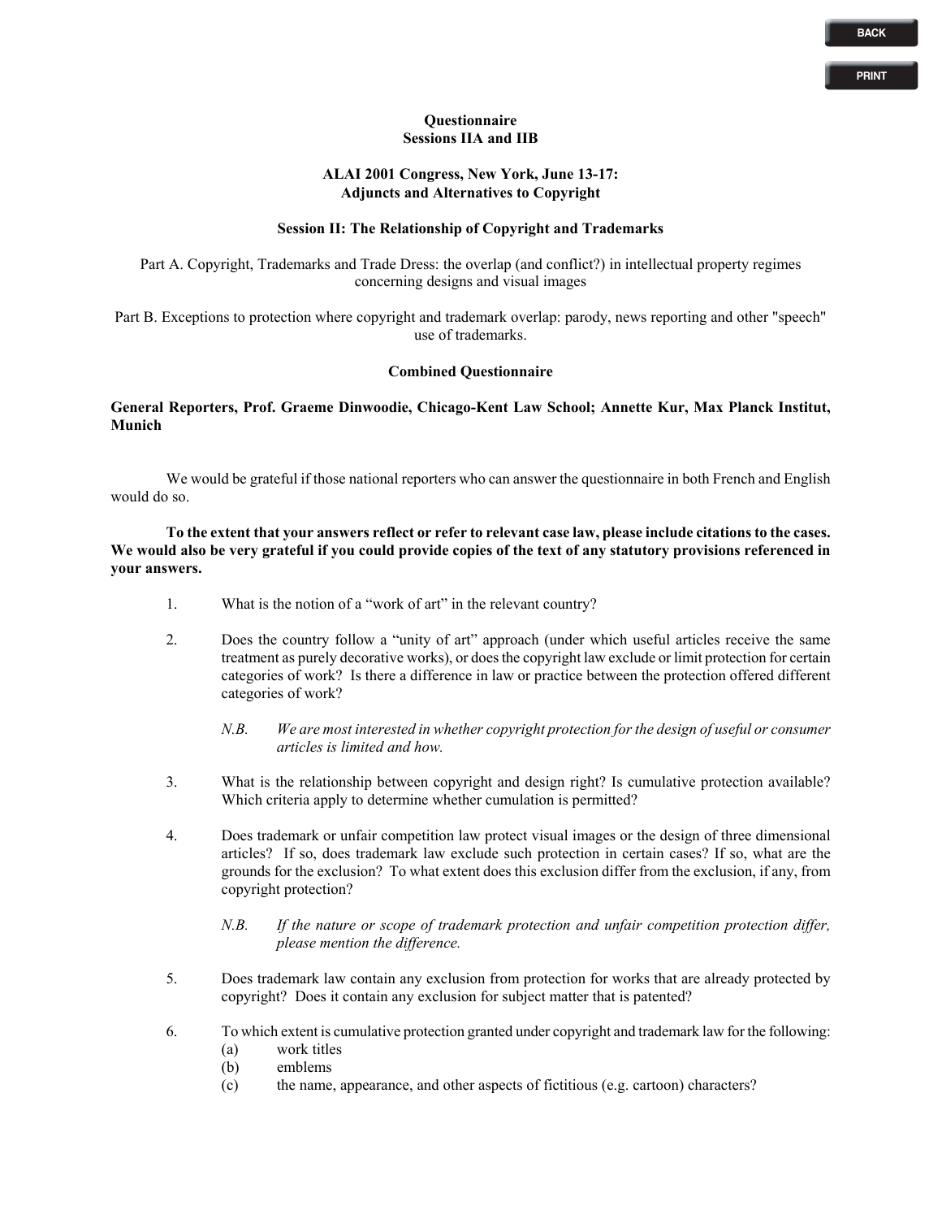# Questionnaire
## Sessions IIA and IIB

### ALAI 2001 Congress, New York, June 13-17: Adjuncts and Alternatives to Copyright

### Session II: The Relationship of Copyright and Trademarks

Part A. Copyright, Trademarks and Trade Dress: the overlap (and conflict?) in intellectual property regimes concerning designs and visual images

Part B. Exceptions to protection where copyright and trademark overlap: parody, news reporting and other "speech" use of trademarks.

### Combined Questionnaire

**General Reporters, Prof. Graeme Dinwoodie, Chicago-Kent Law School; Annette Kur, Max Planck Institut, Munich**

We would be grateful if those national reporters who can answer the questionnaire in both French and English would do so.

**To the extent that your answers reflect or refer to relevant case law, please include citations to the cases. We would also be very grateful if you could provide copies of the text of any statutory provisions referenced in your answers.**

1. What is the notion of a "work of art" in the relevant country?

2. Does the country follow a "unity of art" approach (under which useful articles receive the same treatment as purely decorative works), or does the copyright law exclude or limit protection for certain categories of work? Is there a difference in law or practice between the protection offered different categories of work?

   *N.B. We are most interested in whether copyright protection for the design of useful or consumer articles is limited and how.*

3. What is the relationship between copyright and design right? Is cumulative protection available? Which criteria apply to determine whether cumulation is permitted?

4. Does trademark or unfair competition law protect visual images or the design of three dimensional articles? If so, does trademark law exclude such protection in certain cases? If so, what are the grounds for the exclusion? To what extent does this exclusion differ from the exclusion, if any, from copyright protection?

   *N.B. If the nature or scope of trademark protection and unfair competition protection differ, please mention the difference.*

5. Does trademark law contain any exclusion from protection for works that are already protected by copyright? Does it contain any exclusion for subject matter that is patented?

6. To which extent is cumulative protection granted under copyright and trademark law for the following:
   (a) work titles
   (b) emblems
   (c) the name, appearance, and other aspects of fictitious (e.g. cartoon) characters?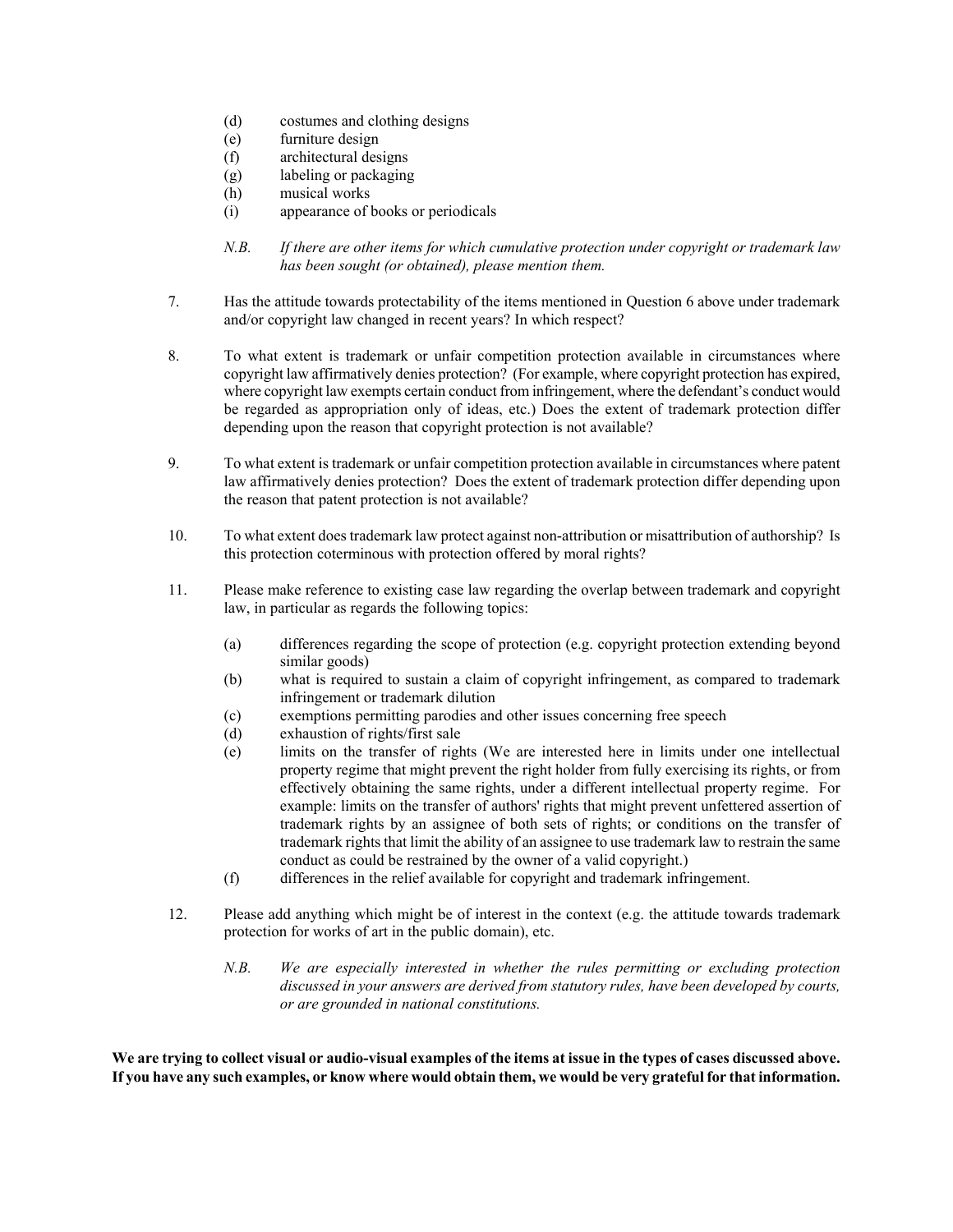(d) costumes and clothing designs
(e) furniture design
(f) architectural designs
(g) labeling or packaging
(h) musical works
(i) appearance of books or periodicals

*N.B. If there are other items for which cumulative protection under copyright or trademark law has been sought (or obtained), please mention them.*

7. Has the attitude towards protectability of the items mentioned in Question 6 above under trademark and/or copyright law changed in recent years? In which respect?

8. To what extent is trademark or unfair competition protection available in circumstances where copyright law affirmatively denies protection? (For example, where copyright protection has expired, where copyright law exempts certain conduct from infringement, where the defendant's conduct would be regarded as appropriation only of ideas, etc.) Does the extent of trademark protection differ depending upon the reason that copyright protection is not available?

9. To what extent is trademark or unfair competition protection available in circumstances where patent law affirmatively denies protection? Does the extent of trademark protection differ depending upon the reason that patent protection is not available?

10. To what extent does trademark law protect against non-attribution or misattribution of authorship? Is this protection coterminous with protection offered by moral rights?

11. Please make reference to existing case law regarding the overlap between trademark and copyright law, in particular as regards the following topics:

    (a) differences regarding the scope of protection (e.g. copyright protection extending beyond similar goods)
    (b) what is required to sustain a claim of copyright infringement, as compared to trademark infringement or trademark dilution
    (c) exemptions permitting parodies and other issues concerning free speech
    (d) exhaustion of rights/first sale
    (e) limits on the transfer of rights (We are interested here in limits under one intellectual property regime that might prevent the right holder from fully exercising its rights, or from effectively obtaining the same rights, under a different intellectual property regime. For example: limits on the transfer of authors' rights that might prevent unfettered assertion of trademark rights by an assignee of both sets of rights; or conditions on the transfer of trademark rights that limit the ability of an assignee to use trademark law to restrain the same conduct as could be restrained by the owner of a valid copyright.)
    (f) differences in the relief available for copyright and trademark infringement.

12. Please add anything which might be of interest in the context (e.g. the attitude towards trademark protection for works of art in the public domain), etc.

    *N.B. We are especially interested in whether the rules permitting or excluding protection discussed in your answers are derived from statutory rules, have been developed by courts, or are grounded in national constitutions.*

**We are trying to collect visual or audio-visual examples of the items at issue in the types of cases discussed above. If you have any such examples, or know where would obtain them, we would be very grateful for that information.**